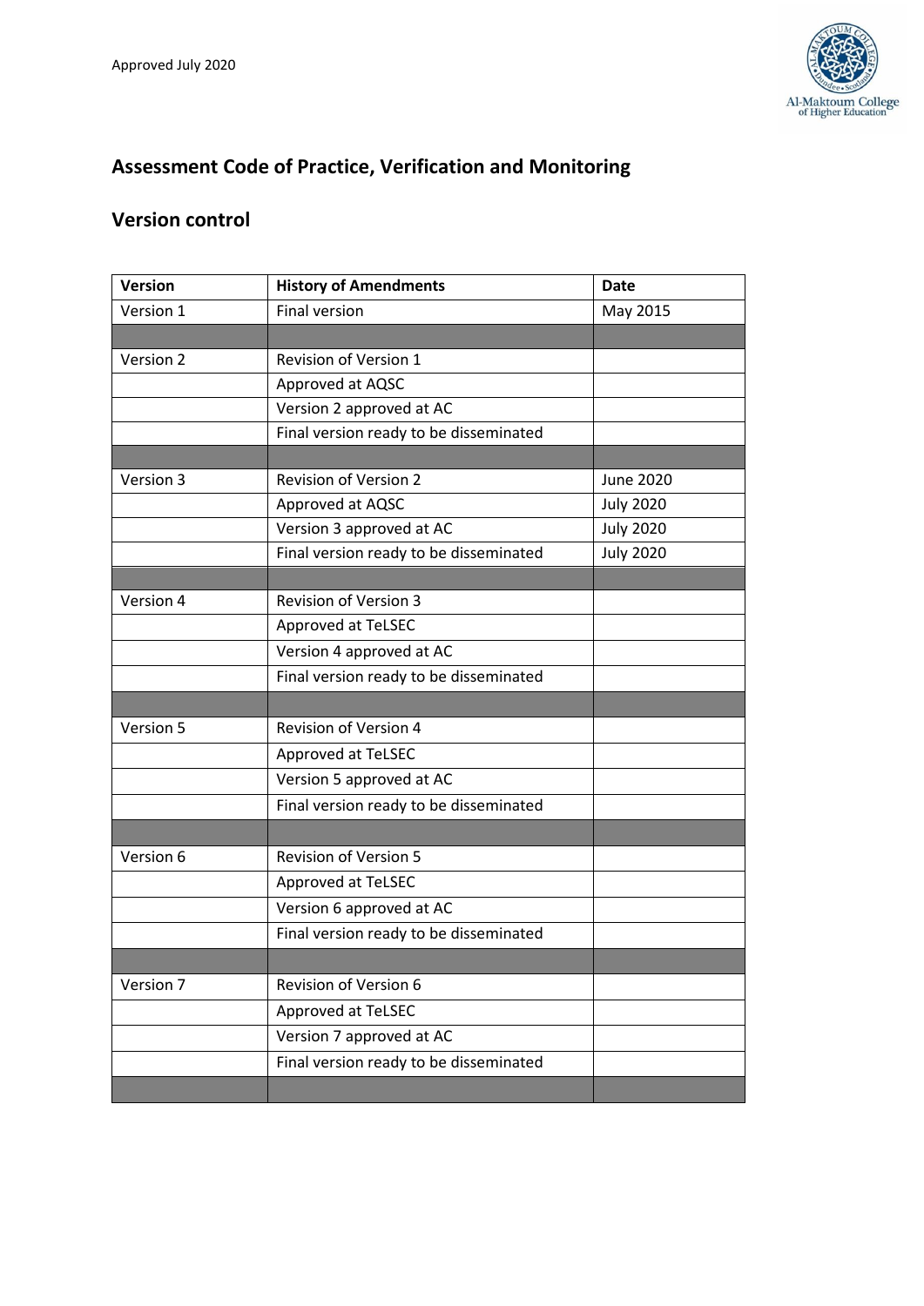Approved July 2020

# Assessment Code of Practice, Verification and Monitoring

## Version control

| Version | History of Amendments | Date |
|---|---|---|
| Version 1 | Final version | May 2015 |
| | | |
| Version 2 | Revision of Version 1 | |
| | Approved at AQSC | |
| | Version 2 approved at AC | |
| | Final version ready to be disseminated | |
| | | |
| Version 3 | Revision of Version 2 | June 2020 |
| | Approved at AQSC | July 2020 |
| | Version 3 approved at AC | July 2020 |
| | Final version ready to be disseminated | July 2020 |
| | | |
| Version 4 | Revision of Version 3 | |
| | Approved at TeLSEC | |
| | Version 4 approved at AC | |
| | Final version ready to be disseminated | |
| | | |
| Version 5 | Revision of Version 4 | |
| | Approved at TeLSEC | |
| | Version 5 approved at AC | |
| | Final version ready to be disseminated | |
| | | |
| Version 6 | Revision of Version 5 | |
| | Approved at TeLSEC | |
| | Version 6 approved at AC | |
| | Final version ready to be disseminated | |
| | | |
| Version 7 | Revision of Version 6 | |
| | Approved at TeLSEC | |
| | Version 7 approved at AC | |
| | Final version ready to be disseminated | |
| | | |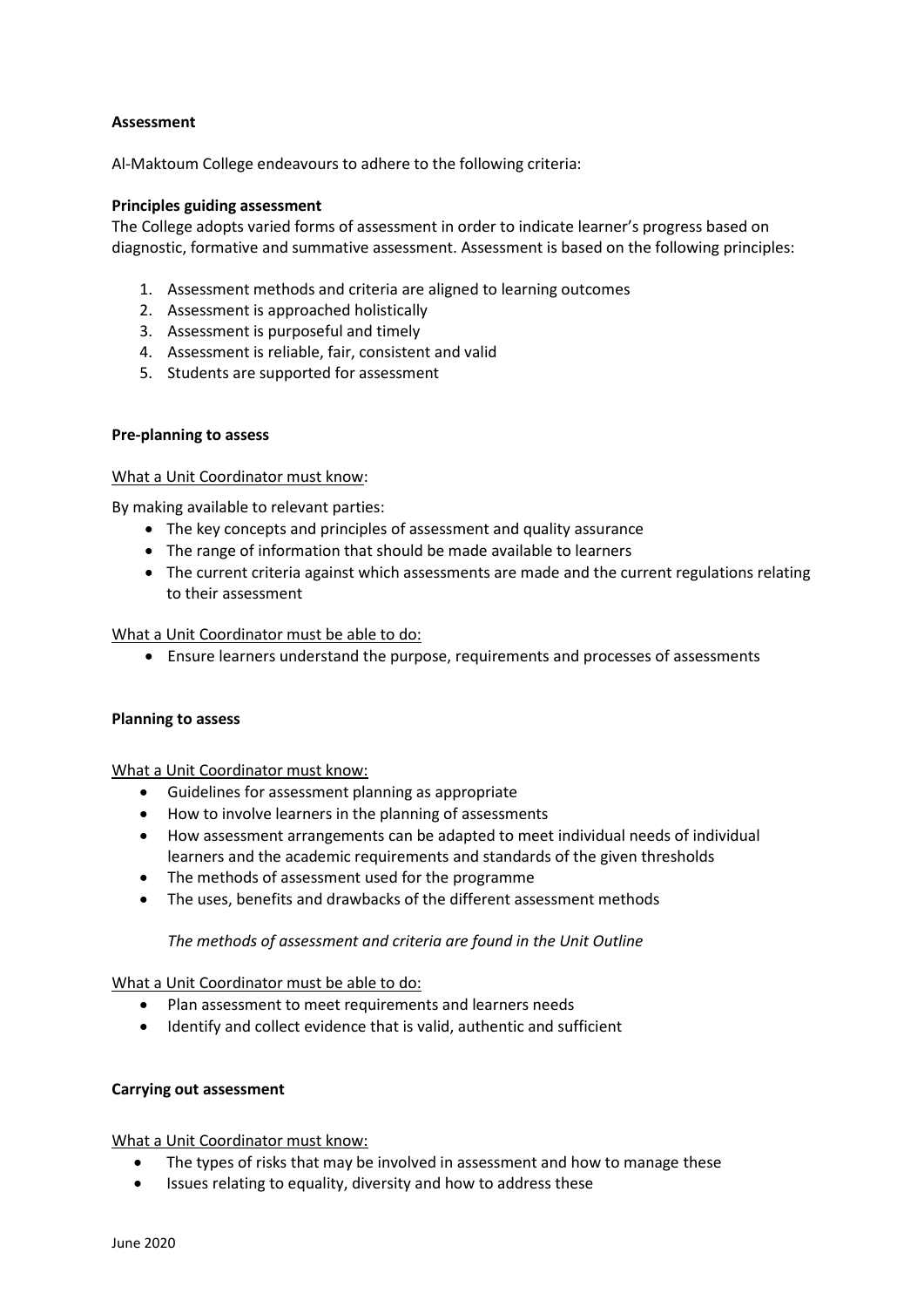**Assessment**

Al-Maktoum College endeavours to adhere to the following criteria:

**Principles guiding assessment**

The College adopts varied forms of assessment in order to indicate learner's progress based on diagnostic, formative and summative assessment. Assessment is based on the following principles:

1. Assessment methods and criteria are aligned to learning outcomes
2. Assessment is approached holistically
3. Assessment is purposeful and timely
4. Assessment is reliable, fair, consistent and valid
5. Students are supported for assessment

**Pre-planning to assess**

<u>What a Unit Coordinator must know</u>:

By making available to relevant parties:

- The key concepts and principles of assessment and quality assurance
- The range of information that should be made available to learners
- The current criteria against which assessments are made and the current regulations relating to their assessment

<u>What a Unit Coordinator must be able to do:</u>

- Ensure learners understand the purpose, requirements and processes of assessments

**Planning to assess**

<u>What a Unit Coordinator must know:</u>

- Guidelines for assessment planning as appropriate
- How to involve learners in the planning of assessments
- How assessment arrangements can be adapted to meet individual needs of individual learners and the academic requirements and standards of the given thresholds
- The methods of assessment used for the programme
- The uses, benefits and drawbacks of the different assessment methods

*The methods of assessment and criteria are found in the Unit Outline*

<u>What a Unit Coordinator must be able to do:</u>

- Plan assessment to meet requirements and learners needs
- Identify and collect evidence that is valid, authentic and sufficient

**Carrying out assessment**

<u>What a Unit Coordinator must know:</u>

- The types of risks that may be involved in assessment and how to manage these
- Issues relating to equality, diversity and how to address these

June 2020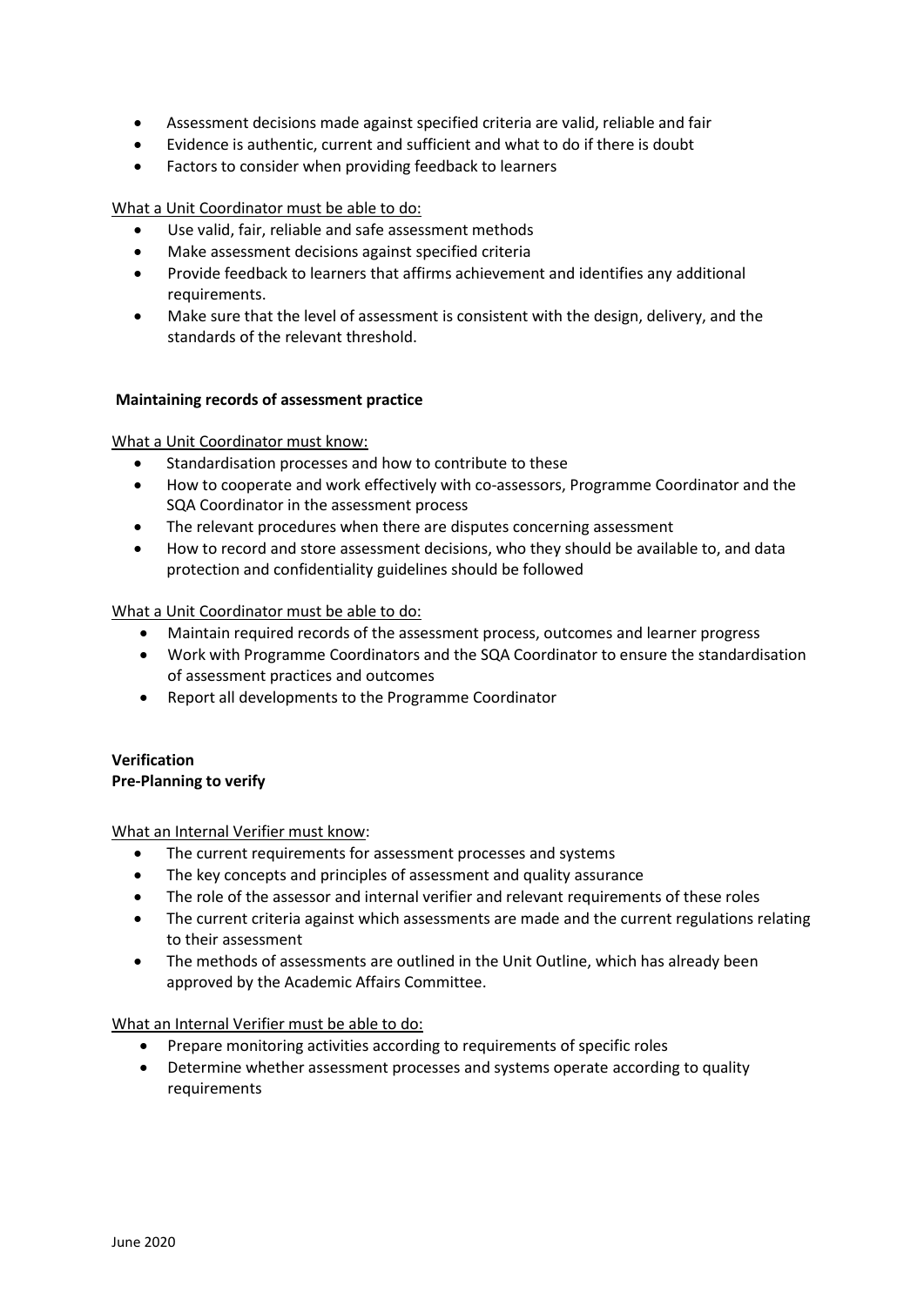- Assessment decisions made against specified criteria are valid, reliable and fair
- Evidence is authentic, current and sufficient and what to do if there is doubt
- Factors to consider when providing feedback to learners

What a Unit Coordinator must be able to do:

- Use valid, fair, reliable and safe assessment methods
- Make assessment decisions against specified criteria
- Provide feedback to learners that affirms achievement and identifies any additional requirements.
- Make sure that the level of assessment is consistent with the design, delivery, and the standards of the relevant threshold.

**Maintaining records of assessment practice**

What a Unit Coordinator must know:

- Standardisation processes and how to contribute to these
- How to cooperate and work effectively with co-assessors, Programme Coordinator and the SQA Coordinator in the assessment process
- The relevant procedures when there are disputes concerning assessment
- How to record and store assessment decisions, who they should be available to, and data protection and confidentiality guidelines should be followed

What a Unit Coordinator must be able to do:

- Maintain required records of the assessment process, outcomes and learner progress
- Work with Programme Coordinators and the SQA Coordinator to ensure the standardisation of assessment practices and outcomes
- Report all developments to the Programme Coordinator

**Verification**
**Pre-Planning to verify**

What an Internal Verifier must know:

- The current requirements for assessment processes and systems
- The key concepts and principles of assessment and quality assurance
- The role of the assessor and internal verifier and relevant requirements of these roles
- The current criteria against which assessments are made and the current regulations relating to their assessment
- The methods of assessments are outlined in the Unit Outline, which has already been approved by the Academic Affairs Committee.

What an Internal Verifier must be able to do:

- Prepare monitoring activities according to requirements of specific roles
- Determine whether assessment processes and systems operate according to quality requirements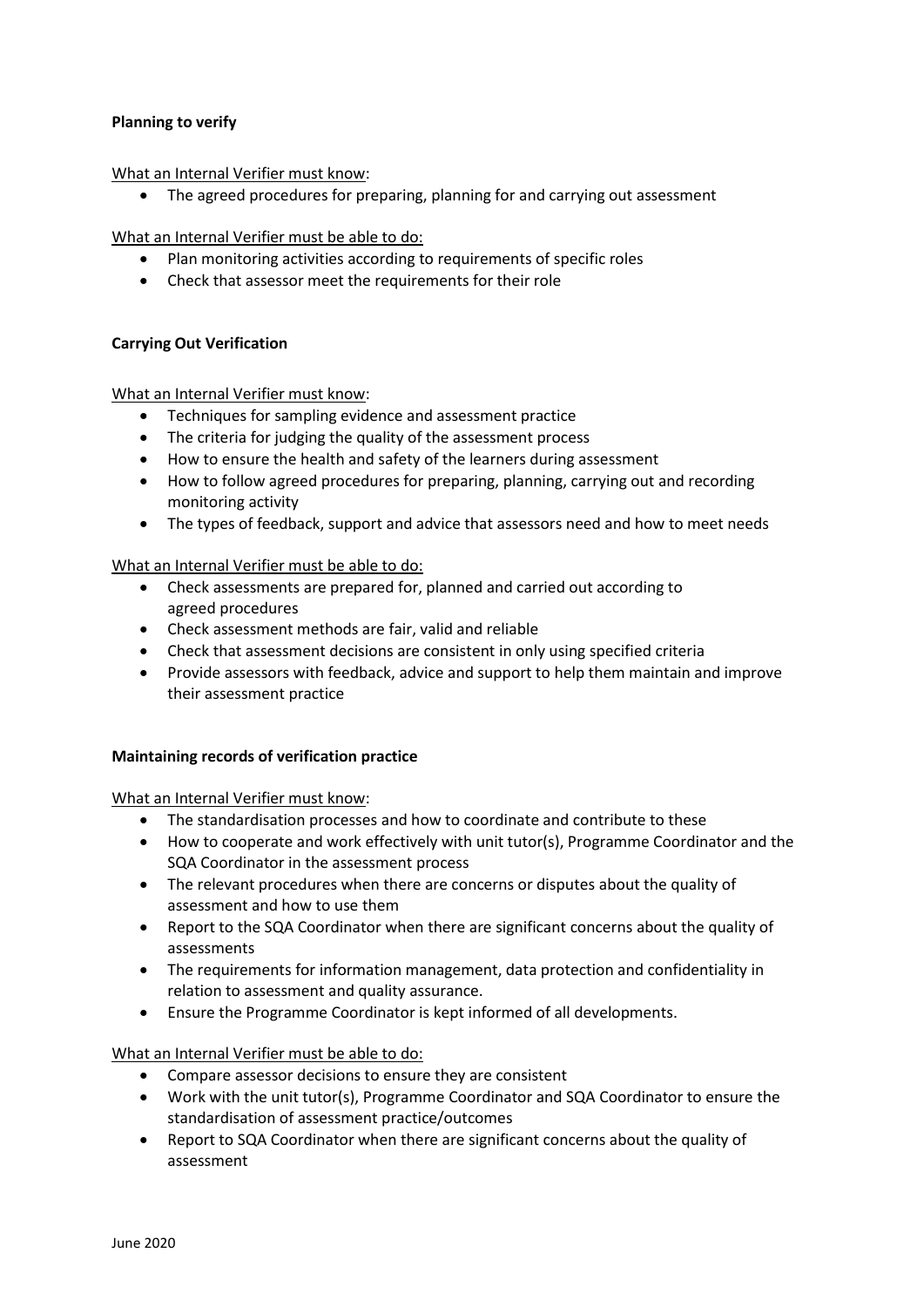**Planning to verify**

What an Internal Verifier must know:

- The agreed procedures for preparing, planning for and carrying out assessment

What an Internal Verifier must be able to do:

- Plan monitoring activities according to requirements of specific roles
- Check that assessor meet the requirements for their role

**Carrying Out Verification**

What an Internal Verifier must know:

- Techniques for sampling evidence and assessment practice
- The criteria for judging the quality of the assessment process
- How to ensure the health and safety of the learners during assessment
- How to follow agreed procedures for preparing, planning, carrying out and recording monitoring activity
- The types of feedback, support and advice that assessors need and how to meet needs

What an Internal Verifier must be able to do:

- Check assessments are prepared for, planned and carried out according to agreed procedures
- Check assessment methods are fair, valid and reliable
- Check that assessment decisions are consistent in only using specified criteria
- Provide assessors with feedback, advice and support to help them maintain and improve their assessment practice

**Maintaining records of verification practice**

What an Internal Verifier must know:

- The standardisation processes and how to coordinate and contribute to these
- How to cooperate and work effectively with unit tutor(s), Programme Coordinator and the SQA Coordinator in the assessment process
- The relevant procedures when there are concerns or disputes about the quality of assessment and how to use them
- Report to the SQA Coordinator when there are significant concerns about the quality of assessments
- The requirements for information management, data protection and confidentiality in relation to assessment and quality assurance.
- Ensure the Programme Coordinator is kept informed of all developments.

What an Internal Verifier must be able to do:

- Compare assessor decisions to ensure they are consistent
- Work with the unit tutor(s), Programme Coordinator and SQA Coordinator to ensure the standardisation of assessment practice/outcomes
- Report to SQA Coordinator when there are significant concerns about the quality of assessment

June 2020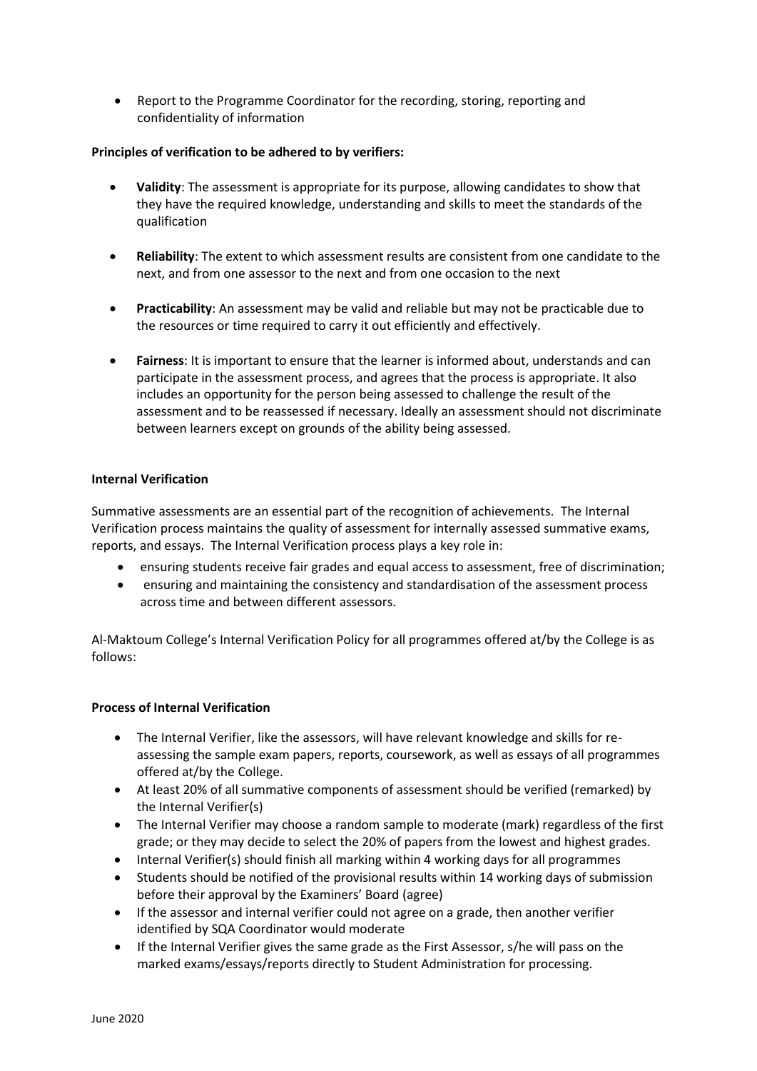- Report to the Programme Coordinator for the recording, storing, reporting and confidentiality of information

**Principles of verification to be adhered to by verifiers:**

- **Validity**: The assessment is appropriate for its purpose, allowing candidates to show that they have the required knowledge, understanding and skills to meet the standards of the qualification

- **Reliability**: The extent to which assessment results are consistent from one candidate to the next, and from one assessor to the next and from one occasion to the next

- **Practicability**: An assessment may be valid and reliable but may not be practicable due to the resources or time required to carry it out efficiently and effectively.

- **Fairness**: It is important to ensure that the learner is informed about, understands and can participate in the assessment process, and agrees that the process is appropriate. It also includes an opportunity for the person being assessed to challenge the result of the assessment and to be reassessed if necessary. Ideally an assessment should not discriminate between learners except on grounds of the ability being assessed.

**Internal Verification**

Summative assessments are an essential part of the recognition of achievements. The Internal Verification process maintains the quality of assessment for internally assessed summative exams, reports, and essays. The Internal Verification process plays a key role in:

- ensuring students receive fair grades and equal access to assessment, free of discrimination;
- ensuring and maintaining the consistency and standardisation of the assessment process across time and between different assessors.

Al-Maktoum College's Internal Verification Policy for all programmes offered at/by the College is as follows:

**Process of Internal Verification**

- The Internal Verifier, like the assessors, will have relevant knowledge and skills for re-assessing the sample exam papers, reports, coursework, as well as essays of all programmes offered at/by the College.
- At least 20% of all summative components of assessment should be verified (remarked) by the Internal Verifier(s)
- The Internal Verifier may choose a random sample to moderate (mark) regardless of the first grade; or they may decide to select the 20% of papers from the lowest and highest grades.
- Internal Verifier(s) should finish all marking within 4 working days for all programmes
- Students should be notified of the provisional results within 14 working days of submission before their approval by the Examiners' Board (agree)
- If the assessor and internal verifier could not agree on a grade, then another verifier identified by SQA Coordinator would moderate
- If the Internal Verifier gives the same grade as the First Assessor, s/he will pass on the marked exams/essays/reports directly to Student Administration for processing.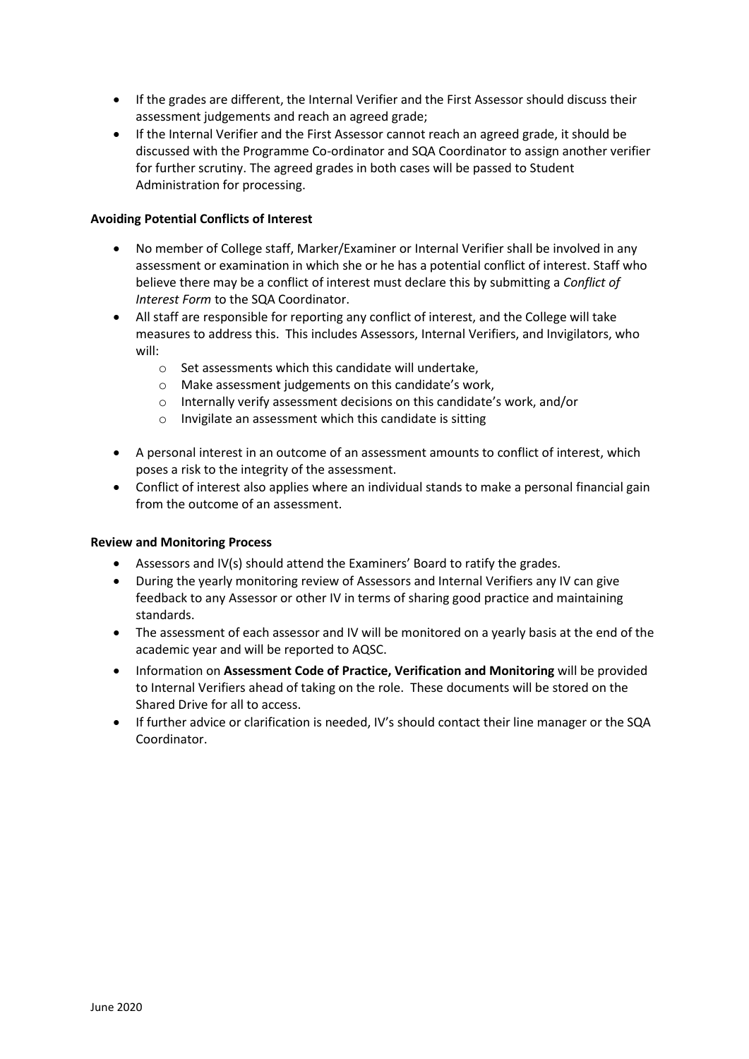- If the grades are different, the Internal Verifier and the First Assessor should discuss their assessment judgements and reach an agreed grade;
- If the Internal Verifier and the First Assessor cannot reach an agreed grade, it should be discussed with the Programme Co-ordinator and SQA Coordinator to assign another verifier for further scrutiny. The agreed grades in both cases will be passed to Student Administration for processing.

**Avoiding Potential Conflicts of Interest**

- No member of College staff, Marker/Examiner or Internal Verifier shall be involved in any assessment or examination in which she or he has a potential conflict of interest. Staff who believe there may be a conflict of interest must declare this by submitting a *Conflict of Interest Form* to the SQA Coordinator.
- All staff are responsible for reporting any conflict of interest, and the College will take measures to address this. This includes Assessors, Internal Verifiers, and Invigilators, who will:
  - Set assessments which this candidate will undertake,
  - Make assessment judgements on this candidate's work,
  - Internally verify assessment decisions on this candidate's work, and/or
  - Invigilate an assessment which this candidate is sitting
- A personal interest in an outcome of an assessment amounts to conflict of interest, which poses a risk to the integrity of the assessment.
- Conflict of interest also applies where an individual stands to make a personal financial gain from the outcome of an assessment.

**Review and Monitoring Process**

- Assessors and IV(s) should attend the Examiners' Board to ratify the grades.
- During the yearly monitoring review of Assessors and Internal Verifiers any IV can give feedback to any Assessor or other IV in terms of sharing good practice and maintaining standards.
- The assessment of each assessor and IV will be monitored on a yearly basis at the end of the academic year and will be reported to AQSC.
- Information on **Assessment Code of Practice, Verification and Monitoring** will be provided to Internal Verifiers ahead of taking on the role. These documents will be stored on the Shared Drive for all to access.
- If further advice or clarification is needed, IV's should contact their line manager or the SQA Coordinator.

June 2020